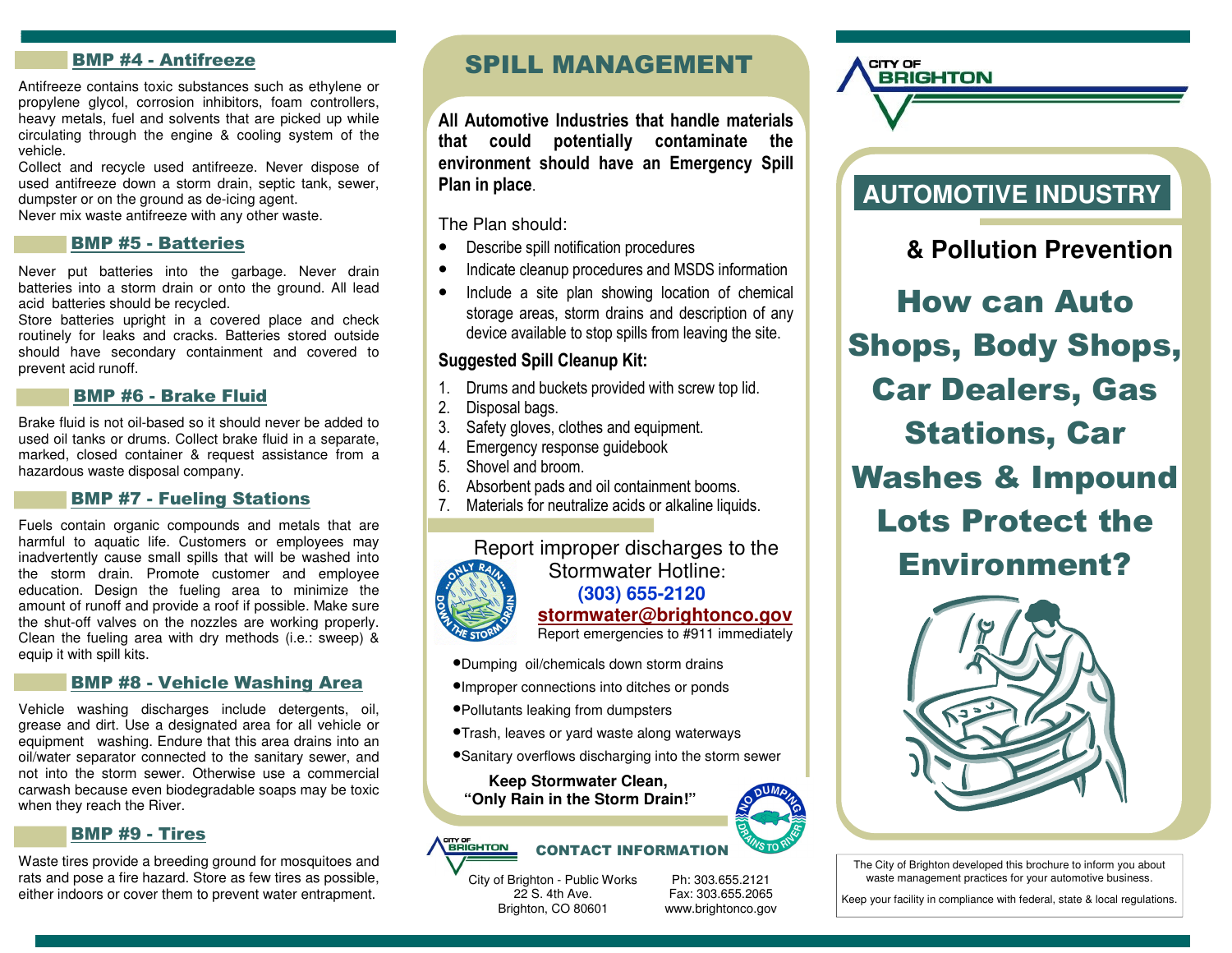### BMP #4 - Antifreeze

Antifreeze contains toxic substances such as ethylene or propylene glycol, corrosion inhibitors, foam controllers, heavy metals, fuel and solvents that are picked up while circulating through the engine & cooling system of the vehicle.

Collect and recycle used antifreeze. Never dispose of used antifreeze down a storm drain, septic tank, sewer, dumpster or on the ground as de-icing agent.

Never mix waste antifreeze with any other waste.

### BMP #5 - Batteries

Never put batteries into the garbage. Never drain batteries into a storm drain or onto the ground. All lead acid batteries should be recycled.

Store batteries upright in a covered place and check routinely for leaks and cracks. Batteries stored outside should have secondary containment and covered to prevent acid runoff.

### BMP #6 - Brake Fluid

Brake fluid is not oil-based so it should never be added to used oil tanks or drums. Collect brake fluid in a separate, marked, closed container & request assistance from a hazardous waste disposal company.

### BMP #7 - Fueling Stations

Fuels contain organic compounds and metals that are harmful to aquatic life. Customers or employees may inadvertently cause small spills that will be washed into the storm drain. Promote customer and employee education. Design the fueling area to minimize the amount of runoff and provide a roof if possible. Make sure the shut-off valves on the nozzles are working properly. Clean the fueling area with dry methods (i.e.: sweep) & equip it with spill kits.

### BMP #8 - Vehicle Washing Area

Vehicle washing discharges include detergents, oil, grease and dirt. Use a designated area for all vehicle or equipment washing. Endure that this area drains into an oil/water separator connected to the sanitary sewer, and not into the storm sewer. Otherwise use a commercial carwash because even biodegradable soaps may be toxic when they reach the River.

### BMP #9 - Tires

Waste tires provide a breeding ground for mosquitoes and rats and pose a fire hazard. Store as few tires as possible, either indoors or cover them to prevent water entrapment.

## SPILL MANAGEMENT

**All Automotive Industries that handle materials that could potentially contaminate the environment should have an Emergency Spill Plan in place.**

The Plan should:

- Describe spill notification procedures
- Indicate cleanup procedures and MSDS information
- Include a site plan showing location of chemical storage areas, storm drains and description of any device available to stop spills from leaving the site.

**Suggested Spill Cleanup Kit:**

1. Drums and buckets provided with screw top lid.
2. Disposal bags.
3. Safety gloves, clothes and equipment.
4. Emergency response guidebook
5. Shovel and broom.
6. Absorbent pads and oil containment booms.
7. Materials for neutralize acids or alkaline liquids.

Report improper discharges to the Stormwater Hotline:
**(303) 655-2120**
**stormwater@brightonco.gov**
Report emergencies to #911 immediately

- Dumping oil/chemicals down storm drains
- Improper connections into ditches or ponds
- Pollutants leaking from dumpsters
- Trash, leaves or yard waste along waterways
- Sanitary overflows discharging into the storm sewer

**Keep Stormwater Clean, "Only Rain in the Storm Drain!"**

### CONTACT INFORMATION

City of Brighton - Public Works
22 S. 4th Ave.
Brighton, CO 80601

Ph: 303.655.2121
Fax: 303.655.2065
www.brightonco.gov

CITY OF BRIGHTON

# AUTOMOTIVE INDUSTRY

## & Pollution Prevention

## How can Auto Shops, Body Shops, Car Dealers, Gas Stations, Car Washes & Impound Lots Protect the Environment?

The City of Brighton developed this brochure to inform you about waste management practices for your automotive business.

Keep your facility in compliance with federal, state & local regulations.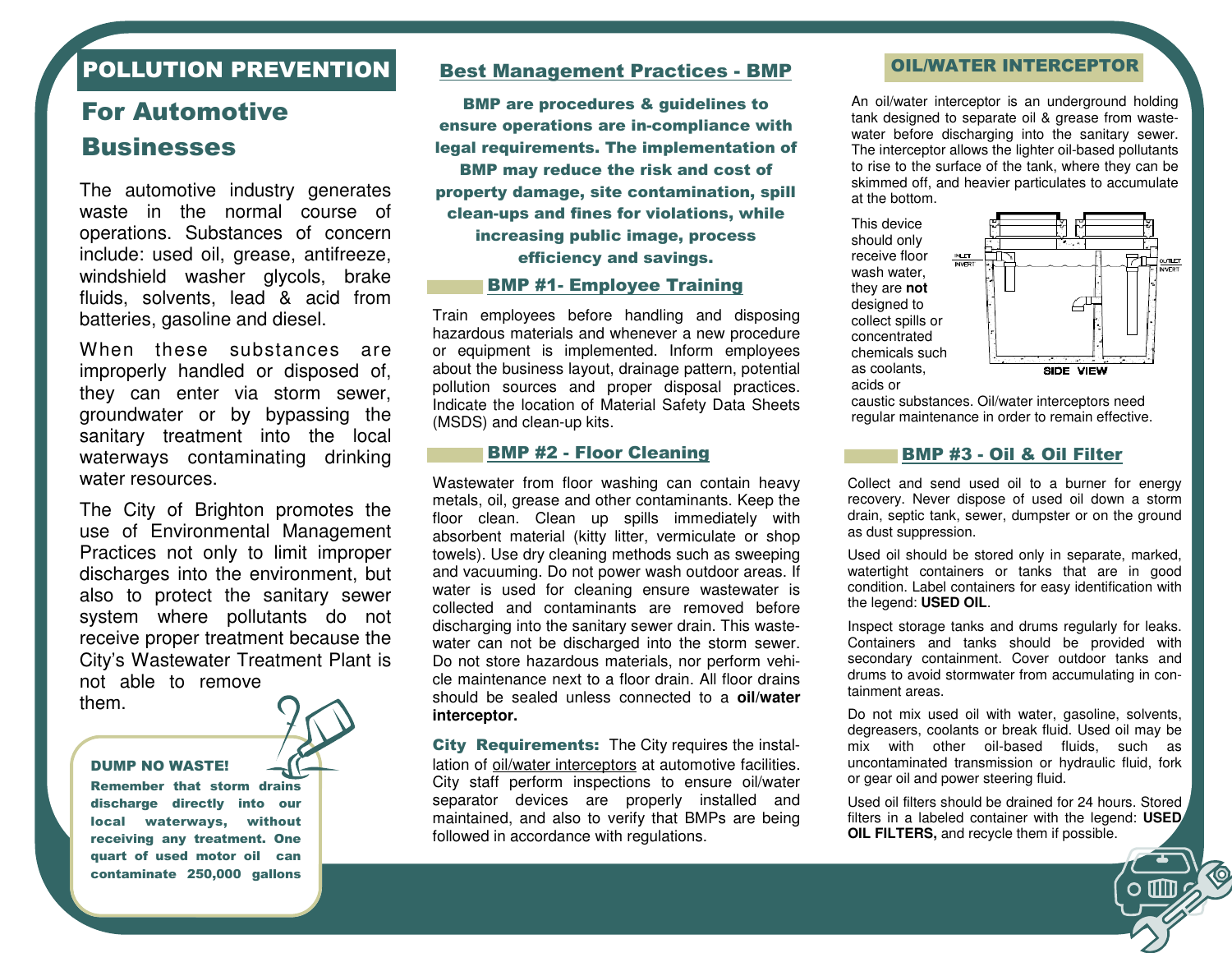# POLLUTION PREVENTION

## For Automotive Businesses

The automotive industry generates waste in the normal course of operations. Substances of concern include: used oil, grease, antifreeze, windshield washer glycols, brake fluids, solvents, lead & acid from batteries, gasoline and diesel.

When these substances are improperly handled or disposed of, they can enter via storm sewer, groundwater or by bypassing the sanitary treatment into the local waterways contaminating drinking water resources.

The City of Brighton promotes the use of Environmental Management Practices not only to limit improper discharges into the environment, but also to protect the sanitary sewer system where pollutants do not receive proper treatment because the City's Wastewater Treatment Plant is not able to remove them.

**DUMP NO WASTE!**

**Remember that storm drains discharge directly into our local waterways, without receiving any treatment. One quart of used motor oil can contaminate 250,000 gallons**

## Best Management Practices - BMP

**BMP are procedures & guidelines to ensure operations are in-compliance with legal requirements. The implementation of BMP may reduce the risk and cost of property damage, site contamination, spill clean-ups and fines for violations, while increasing public image, process efficiency and savings.**

### BMP #1- Employee Training

Train employees before handling and disposing hazardous materials and whenever a new procedure or equipment is implemented. Inform employees about the business layout, drainage pattern, potential pollution sources and proper disposal practices. Indicate the location of Material Safety Data Sheets (MSDS) and clean-up kits.

### BMP #2 - Floor Cleaning

Wastewater from floor washing can contain heavy metals, oil, grease and other contaminants. Keep the floor clean. Clean up spills immediately with absorbent material (kitty litter, vermiculate or shop towels). Use dry cleaning methods such as sweeping and vacuuming. Do not power wash outdoor areas. If water is used for cleaning ensure wastewater is collected and contaminants are removed before discharging into the sanitary sewer drain. This waste-water can not be discharged into the storm sewer. Do not store hazardous materials, nor perform vehicle maintenance next to a floor drain. All floor drains should be sealed unless connected to a **oil/water interceptor.**

**City Requirements:** The City requires the installation of oil/water interceptors at automotive facilities. City staff perform inspections to ensure oil/water separator devices are properly installed and maintained, and also to verify that BMPs are being followed in accordance with regulations.

## OIL/WATER INTERCEPTOR

An oil/water interceptor is an underground holding tank designed to separate oil & grease from waste-water before discharging into the sanitary sewer. The interceptor allows the lighter oil-based pollutants to rise to the surface of the tank, where they can be skimmed off, and heavier particulates to accumulate at the bottom.

This device should only receive floor wash water, they are **not** designed to collect spills or concentrated chemicals such as coolants, acids or caustic substances. Oil/water interceptors need regular maintenance in order to remain effective.

INLET INVERT

OUTLET INVERT

SIDE VIEW

### BMP #3 - Oil & Oil Filter

Collect and send used oil to a burner for energy recovery. Never dispose of used oil down a storm drain, septic tank, sewer, dumpster or on the ground as dust suppression.

Used oil should be stored only in separate, marked, watertight containers or tanks that are in good condition. Label containers for easy identification with the legend: **USED OIL**.

Inspect storage tanks and drums regularly for leaks. Containers and tanks should be provided with secondary containment. Cover outdoor tanks and drums to avoid stormwater from accumulating in containment areas.

Do not mix used oil with water, gasoline, solvents, degreasers, coolants or break fluid. Used oil may be mix with other oil-based fluids, such as uncontaminated transmission or hydraulic fluid, fork or gear oil and power steering fluid.

Used oil filters should be drained for 24 hours. Stored filters in a labeled container with the legend: **USED OIL FILTERS,** and recycle them if possible.